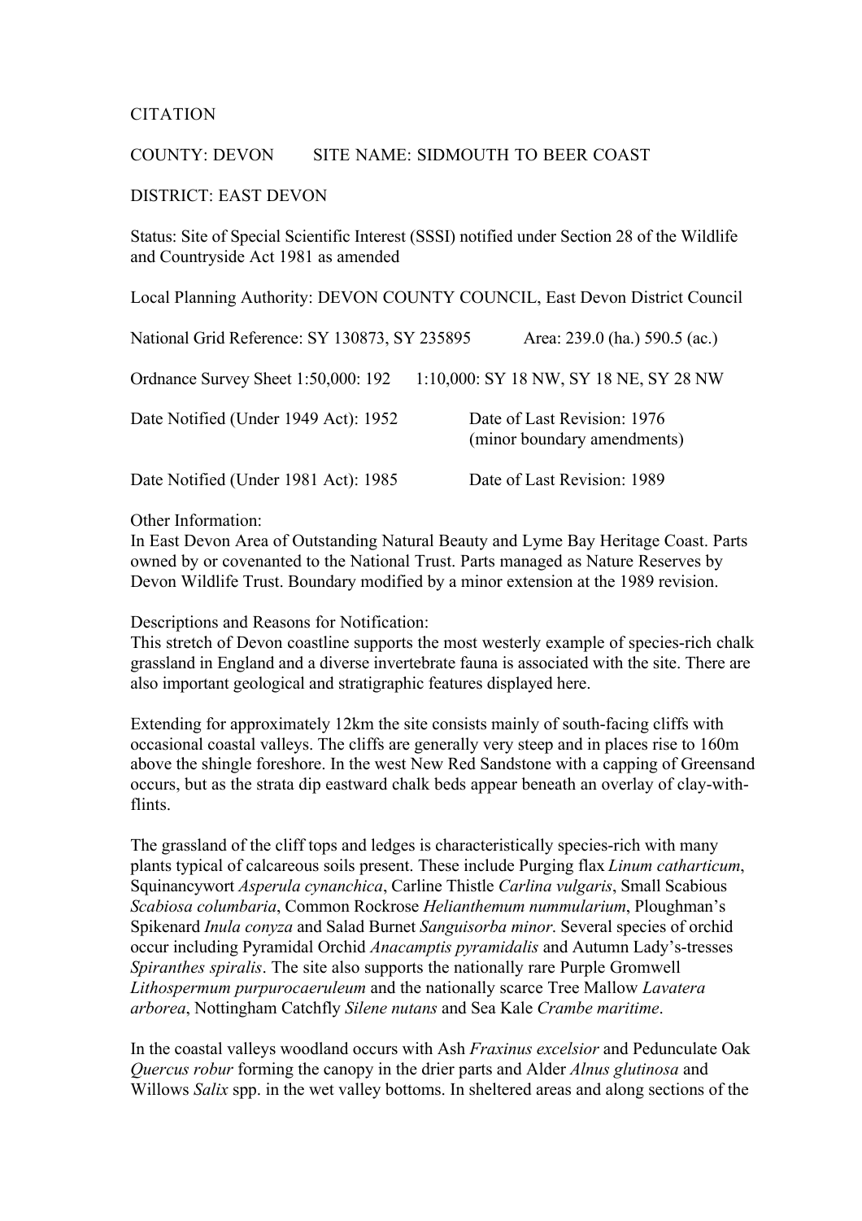CITATION

COUNTY: DEVON SITE NAME: SIDMOUTH TO BEER COAST

DISTRICT: EAST DEVON

Status: Site of Special Scientific Interest (SSSI) notified under Section 28 of the Wildlife and Countryside Act 1981 as amended

Local Planning Authority: DEVON COUNTY COUNCIL, East Devon District Council

National Grid Reference: SY 130873, SY 235895 Area: 239.0 (ha.) 590.5 (ac.)

Ordnance Survey Sheet 1:50,000: 192 1:10,000: SY 18 NW, SY 18 NE, SY 28 NW

Date Notified (Under 1949 Act): 1952 Date of Last Revision: 1976 (minor boundary amendments)

Date Notified (Under 1981 Act): 1985 Date of Last Revision: 1989

Other Information:
In East Devon Area of Outstanding Natural Beauty and Lyme Bay Heritage Coast. Parts owned by or covenanted to the National Trust. Parts managed as Nature Reserves by Devon Wildlife Trust. Boundary modified by a minor extension at the 1989 revision.

Descriptions and Reasons for Notification:
This stretch of Devon coastline supports the most westerly example of species-rich chalk grassland in England and a diverse invertebrate fauna is associated with the site. There are also important geological and stratigraphic features displayed here.

Extending for approximately 12km the site consists mainly of south-facing cliffs with occasional coastal valleys. The cliffs are generally very steep and in places rise to 160m above the shingle foreshore. In the west New Red Sandstone with a capping of Greensand occurs, but as the strata dip eastward chalk beds appear beneath an overlay of clay-with-flints.

The grassland of the cliff tops and ledges is characteristically species-rich with many plants typical of calcareous soils present. These include Purging flax *Linum catharticum*, Squinancywort *Asperula cynanchica*, Carline Thistle *Carlina vulgaris*, Small Scabious *Scabiosa columbaria*, Common Rockrose *Helianthemum nummularium*, Ploughman's Spikenard *Inula conyza* and Salad Burnet *Sanguisorba minor*. Several species of orchid occur including Pyramidal Orchid *Anacamptis pyramidalis* and Autumn Lady's-tresses *Spiranthes spiralis*. The site also supports the nationally rare Purple Gromwell *Lithospermum purpurocaeruleum* and the nationally scarce Tree Mallow *Lavatera arborea*, Nottingham Catchfly *Silene nutans* and Sea Kale *Crambe maritime*.

In the coastal valleys woodland occurs with Ash *Fraxinus excelsior* and Pedunculate Oak *Quercus robur* forming the canopy in the drier parts and Alder *Alnus glutinosa* and Willows *Salix* spp. in the wet valley bottoms. In sheltered areas and along sections of the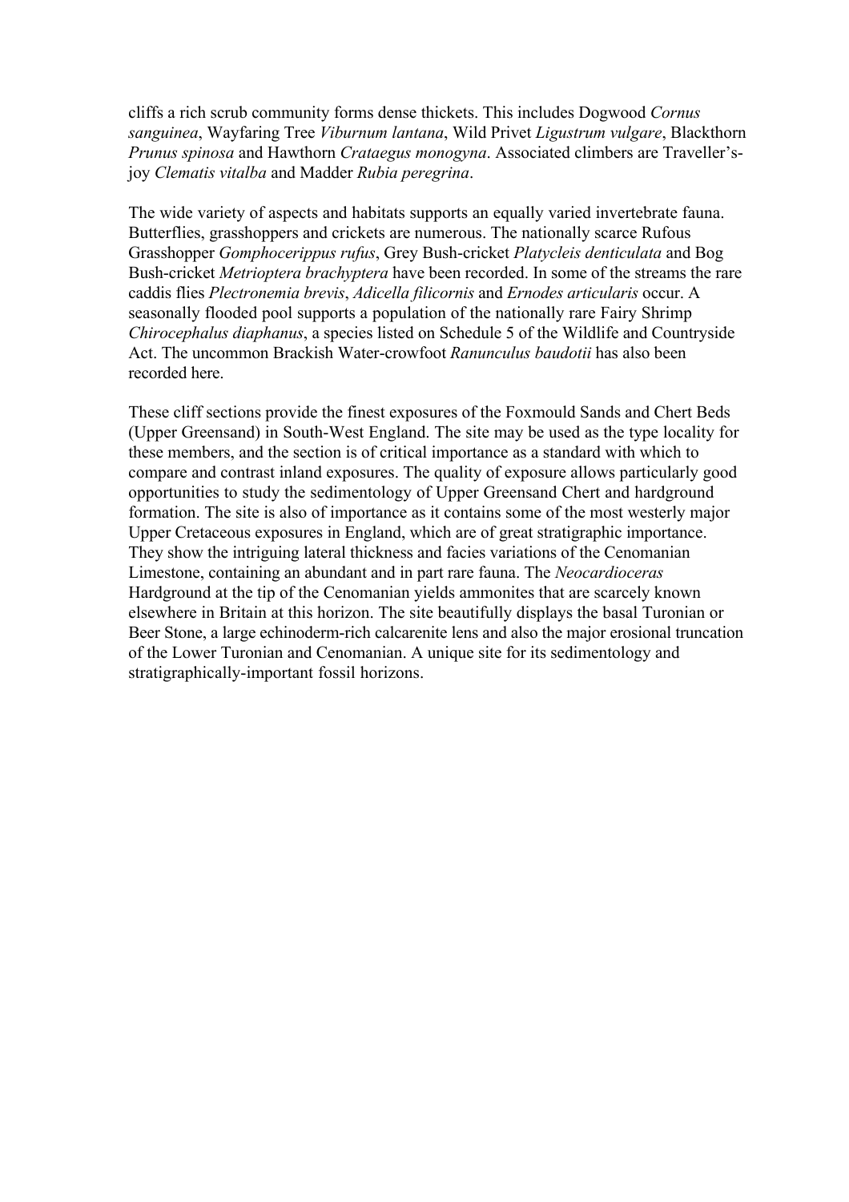cliffs a rich scrub community forms dense thickets. This includes Dogwood *Cornus sanguinea*, Wayfaring Tree *Viburnum lantana*, Wild Privet *Ligustrum vulgare*, Blackthorn *Prunus spinosa* and Hawthorn *Crataegus monogyna*. Associated climbers are Traveller's-joy *Clematis vitalba* and Madder *Rubia peregrina*.

The wide variety of aspects and habitats supports an equally varied invertebrate fauna. Butterflies, grasshoppers and crickets are numerous. The nationally scarce Rufous Grasshopper *Gomphocerippus rufus*, Grey Bush-cricket *Platycleis denticulata* and Bog Bush-cricket *Metrioptera brachyptera* have been recorded. In some of the streams the rare caddis flies *Plectronemia brevis*, *Adicella filicornis* and *Ernodes articularis* occur. A seasonally flooded pool supports a population of the nationally rare Fairy Shrimp *Chirocephalus diaphanus*, a species listed on Schedule 5 of the Wildlife and Countryside Act. The uncommon Brackish Water-crowfoot *Ranunculus baudotii* has also been recorded here.

These cliff sections provide the finest exposures of the Foxmould Sands and Chert Beds (Upper Greensand) in South-West England. The site may be used as the type locality for these members, and the section is of critical importance as a standard with which to compare and contrast inland exposures. The quality of exposure allows particularly good opportunities to study the sedimentology of Upper Greensand Chert and hardground formation. The site is also of importance as it contains some of the most westerly major Upper Cretaceous exposures in England, which are of great stratigraphic importance. They show the intriguing lateral thickness and facies variations of the Cenomanian Limestone, containing an abundant and in part rare fauna. The *Neocardioceras* Hardground at the tip of the Cenomanian yields ammonites that are scarcely known elsewhere in Britain at this horizon. The site beautifully displays the basal Turonian or Beer Stone, a large echinoderm-rich calcarenite lens and also the major erosional truncation of the Lower Turonian and Cenomanian. A unique site for its sedimentology and stratigraphically-important fossil horizons.